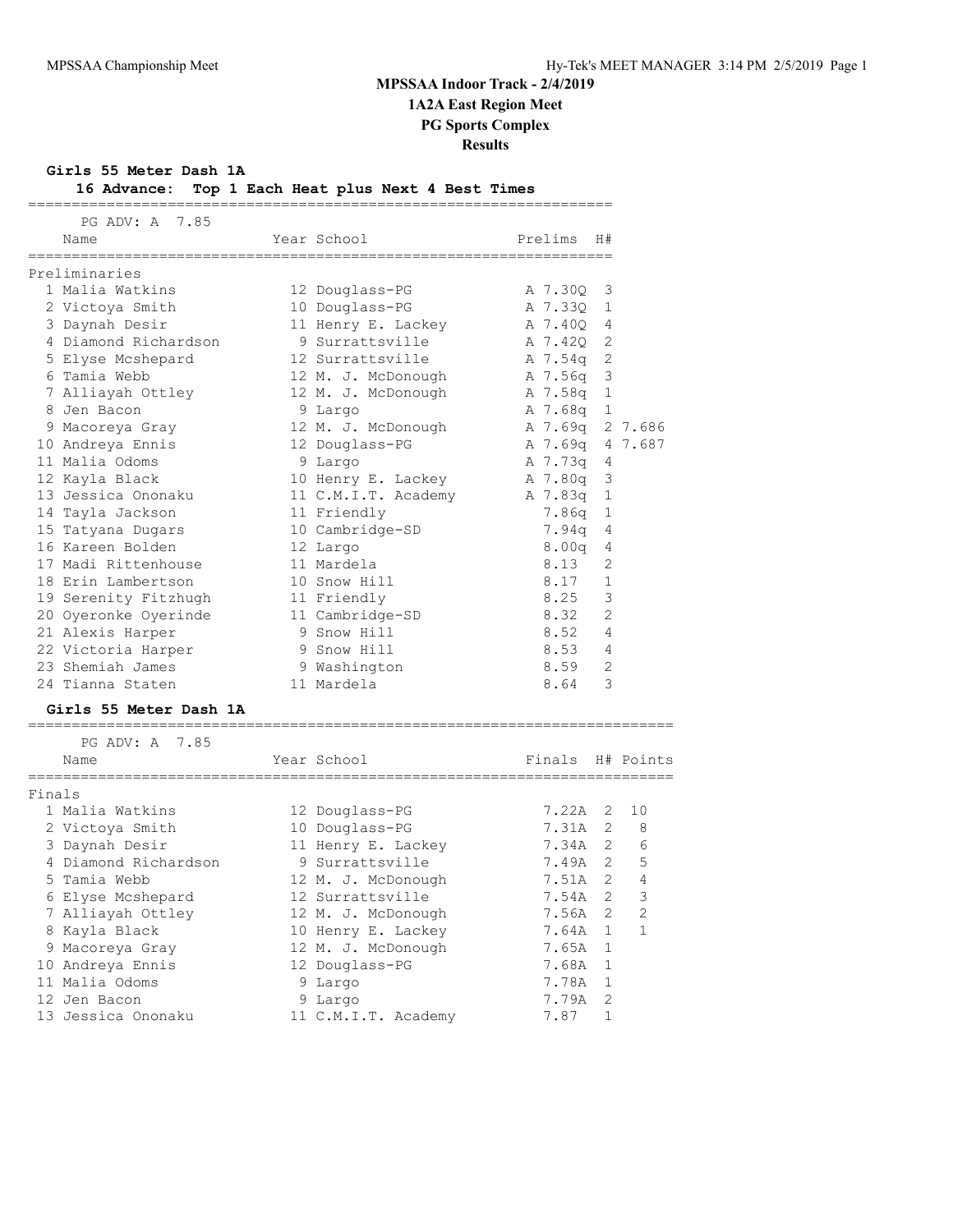# MPSSAA Indoor Track - 2/4/2019

## 1A2A East Region Meet

## PG Sports Complex

## Results

### Girls 55 Meter Dash 1A

**16 Advance: Top 1 Each Heat plus Next 4 Best Times**

PG ADV: A 7.85

| | Name | Year | School | Prelims | H# | |
|---|---|---|---|---|---|---|
| **Preliminaries** | | | | | | |
| 1 | Malia Watkins | 12 | Douglass-PG | A 7.30Q | 3 | |
| 2 | Victoya Smith | 10 | Douglass-PG | A 7.33Q | 1 | |
| 3 | Daynah Desir | 11 | Henry E. Lackey | A 7.40Q | 4 | |
| 4 | Diamond Richardson | 9 | Surrattsville | A 7.42Q | 2 | |
| 5 | Elyse Mcshepard | 12 | Surrattsville | A 7.54q | 2 | |
| 6 | Tamia Webb | 12 | M. J. McDonough | A 7.56q | 3 | |
| 7 | Alliayah Ottley | 12 | M. J. McDonough | A 7.58q | 1 | |
| 8 | Jen Bacon | 9 | Largo | A 7.68q | 1 | |
| 9 | Macoreya Gray | 12 | M. J. McDonough | A 7.69q | 2 | 7.686 |
| 10 | Andreya Ennis | 12 | Douglass-PG | A 7.69q | 4 | 7.687 |
| 11 | Malia Odoms | 9 | Largo | A 7.73q | 4 | |
| 12 | Kayla Black | 10 | Henry E. Lackey | A 7.80q | 3 | |
| 13 | Jessica Ononaku | 11 | C.M.I.T. Academy | A 7.83q | 1 | |
| 14 | Tayla Jackson | 11 | Friendly | 7.86q | 1 | |
| 15 | Tatyana Dugars | 10 | Cambridge-SD | 7.94q | 4 | |
| 16 | Kareen Bolden | 12 | Largo | 8.00q | 4 | |
| 17 | Madi Rittenhouse | 11 | Mardela | 8.13 | 2 | |
| 18 | Erin Lambertson | 10 | Snow Hill | 8.17 | 1 | |
| 19 | Serenity Fitzhugh | 11 | Friendly | 8.25 | 3 | |
| 20 | Oyeronke Oyerinde | 11 | Cambridge-SD | 8.32 | 2 | |
| 21 | Alexis Harper | 9 | Snow Hill | 8.52 | 4 | |
| 22 | Victoria Harper | 9 | Snow Hill | 8.53 | 4 | |
| 23 | Shemiah James | 9 | Washington | 8.59 | 2 | |
| 24 | Tianna Staten | 11 | Mardela | 8.64 | 3 | |

### Girls 55 Meter Dash 1A

PG ADV: A 7.85

| | Name | Year | School | Finals | H# | Points |
|---|---|---|---|---|---|---|
| **Finals** | | | | | | |
| 1 | Malia Watkins | 12 | Douglass-PG | 7.22A | 2 | 10 |
| 2 | Victoya Smith | 10 | Douglass-PG | 7.31A | 2 | 8 |
| 3 | Daynah Desir | 11 | Henry E. Lackey | 7.34A | 2 | 6 |
| 4 | Diamond Richardson | 9 | Surrattsville | 7.49A | 2 | 5 |
| 5 | Tamia Webb | 12 | M. J. McDonough | 7.51A | 2 | 4 |
| 6 | Elyse Mcshepard | 12 | Surrattsville | 7.54A | 2 | 3 |
| 7 | Alliayah Ottley | 12 | M. J. McDonough | 7.56A | 2 | 2 |
| 8 | Kayla Black | 10 | Henry E. Lackey | 7.64A | 1 | 1 |
| 9 | Macoreya Gray | 12 | M. J. McDonough | 7.65A | 1 | |
| 10 | Andreya Ennis | 12 | Douglass-PG | 7.68A | 1 | |
| 11 | Malia Odoms | 9 | Largo | 7.78A | 1 | |
| 12 | Jen Bacon | 9 | Largo | 7.79A | 2 | |
| 13 | Jessica Ononaku | 11 | C.M.I.T. Academy | 7.87 | 1 | |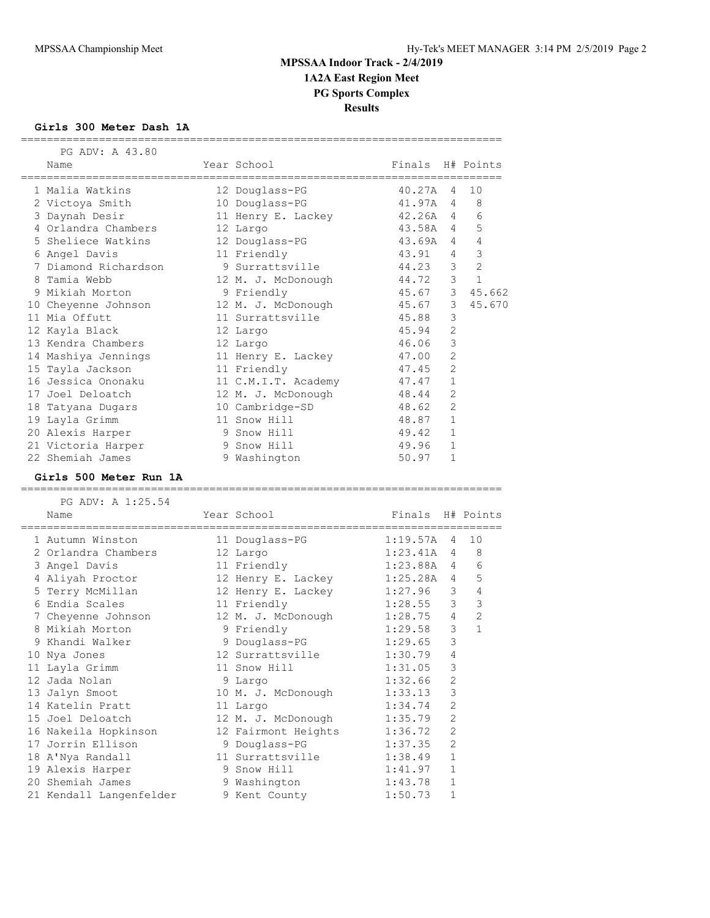# MPSSAA Indoor Track - 2/4/2019

## 1A2A East Region Meet

## PG Sports Complex

## Results

### Girls 300 Meter Dash 1A

PG ADV: A 43.80

| | Name | Year | School | Finals | H# | Points |
|---|---|---|---|---|---|---|
| 1 | Malia Watkins | 12 | Douglass-PG | 40.27A | 4 | 10 |
| 2 | Victoya Smith | 10 | Douglass-PG | 41.97A | 4 | 8 |
| 3 | Daynah Desir | 11 | Henry E. Lackey | 42.26A | 4 | 6 |
| 4 | Orlandra Chambers | 12 | Largo | 43.58A | 4 | 5 |
| 5 | Sheliece Watkins | 12 | Douglass-PG | 43.69A | 4 | 4 |
| 6 | Angel Davis | 11 | Friendly | 43.91 | 4 | 3 |
| 7 | Diamond Richardson | 9 | Surrattsville | 44.23 | 3 | 2 |
| 8 | Tamia Webb | 12 | M. J. McDonough | 44.72 | 3 | 1 |
| 9 | Mikiah Morton | 9 | Friendly | 45.67 | 3 | 45.662 |
| 10 | Cheyenne Johnson | 12 | M. J. McDonough | 45.67 | 3 | 45.670 |
| 11 | Mia Offutt | 11 | Surrattsville | 45.88 | 3 | |
| 12 | Kayla Black | 12 | Largo | 45.94 | 2 | |
| 13 | Kendra Chambers | 12 | Largo | 46.06 | 3 | |
| 14 | Mashiya Jennings | 11 | Henry E. Lackey | 47.00 | 2 | |
| 15 | Tayla Jackson | 11 | Friendly | 47.45 | 2 | |
| 16 | Jessica Ononaku | 11 | C.M.I.T. Academy | 47.47 | 1 | |
| 17 | Joel Deloatch | 12 | M. J. McDonough | 48.44 | 2 | |
| 18 | Tatyana Dugars | 10 | Cambridge-SD | 48.62 | 2 | |
| 19 | Layla Grimm | 11 | Snow Hill | 48.87 | 1 | |
| 20 | Alexis Harper | 9 | Snow Hill | 49.42 | 1 | |
| 21 | Victoria Harper | 9 | Snow Hill | 49.96 | 1 | |
| 22 | Shemiah James | 9 | Washington | 50.97 | 1 | |

### Girls 500 Meter Run 1A

PG ADV: A 1:25.54

| | Name | Year | School | Finals | H# | Points |
|---|---|---|---|---|---|---|
| 1 | Autumn Winston | 11 | Douglass-PG | 1:19.57A | 4 | 10 |
| 2 | Orlandra Chambers | 12 | Largo | 1:23.41A | 4 | 8 |
| 3 | Angel Davis | 11 | Friendly | 1:23.88A | 4 | 6 |
| 4 | Aliyah Proctor | 12 | Henry E. Lackey | 1:25.28A | 4 | 5 |
| 5 | Terry McMillan | 12 | Henry E. Lackey | 1:27.96 | 3 | 4 |
| 6 | Endia Scales | 11 | Friendly | 1:28.55 | 3 | 3 |
| 7 | Cheyenne Johnson | 12 | M. J. McDonough | 1:28.75 | 4 | 2 |
| 8 | Mikiah Morton | 9 | Friendly | 1:29.58 | 3 | 1 |
| 9 | Khandi Walker | 9 | Douglass-PG | 1:29.65 | 3 | |
| 10 | Nya Jones | 12 | Surrattsville | 1:30.79 | 4 | |
| 11 | Layla Grimm | 11 | Snow Hill | 1:31.05 | 3 | |
| 12 | Jada Nolan | 9 | Largo | 1:32.66 | 2 | |
| 13 | Jalyn Smoot | 10 | M. J. McDonough | 1:33.13 | 3 | |
| 14 | Katelin Pratt | 11 | Largo | 1:34.74 | 2 | |
| 15 | Joel Deloatch | 12 | M. J. McDonough | 1:35.79 | 2 | |
| 16 | Nakeila Hopkinson | 12 | Fairmont Heights | 1:36.72 | 2 | |
| 17 | Jorrin Ellison | 9 | Douglass-PG | 1:37.35 | 2 | |
| 18 | A'Nya Randall | 11 | Surrattsville | 1:38.49 | 1 | |
| 19 | Alexis Harper | 9 | Snow Hill | 1:41.97 | 1 | |
| 20 | Shemiah James | 9 | Washington | 1:43.78 | 1 | |
| 21 | Kendall Langenfelder | 9 | Kent County | 1:50.73 | 1 | |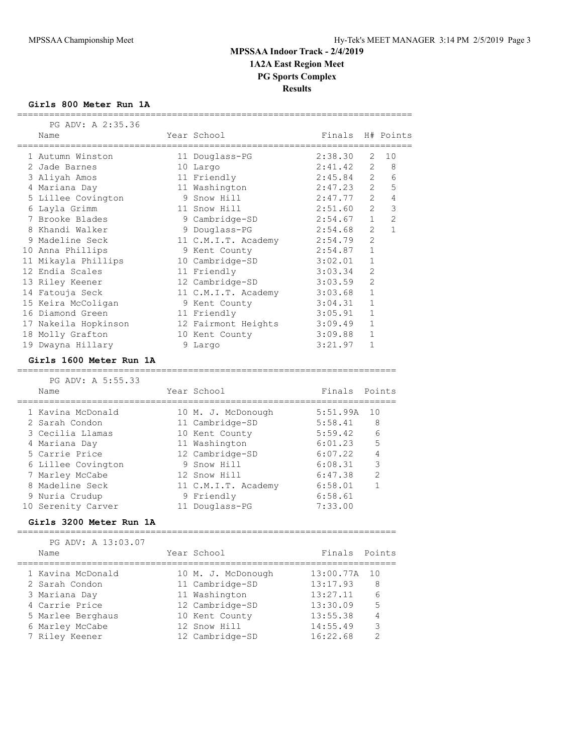# MPSSAA Indoor Track - 2/4/2019
## 1A2A East Region Meet
## PG Sports Complex
## Results

### Girls 800 Meter Run 1A

PG ADV: A 2:35.36

| Name | Year | School | Finals | H# | Points |
|---|---|---|---|---|---|
| 1 Autumn Winston | 11 | Douglass-PG | 2:38.30 | 2 | 10 |
| 2 Jade Barnes | 10 | Largo | 2:41.42 | 2 | 8 |
| 3 Aliyah Amos | 11 | Friendly | 2:45.84 | 2 | 6 |
| 4 Mariana Day | 11 | Washington | 2:47.23 | 2 | 5 |
| 5 Lillee Covington | 9 | Snow Hill | 2:47.77 | 2 | 4 |
| 6 Layla Grimm | 11 | Snow Hill | 2:51.60 | 2 | 3 |
| 7 Brooke Blades | 9 | Cambridge-SD | 2:54.67 | 1 | 2 |
| 8 Khandi Walker | 9 | Douglass-PG | 2:54.68 | 2 | 1 |
| 9 Madeline Seck | 11 | C.M.I.T. Academy | 2:54.79 | 2 | |
| 10 Anna Phillips | 9 | Kent County | 2:54.87 | 1 | |
| 11 Mikayla Phillips | 10 | Cambridge-SD | 3:02.01 | 1 | |
| 12 Endia Scales | 11 | Friendly | 3:03.34 | 2 | |
| 13 Riley Keener | 12 | Cambridge-SD | 3:03.59 | 2 | |
| 14 Fatouja Seck | 11 | C.M.I.T. Academy | 3:03.68 | 1 | |
| 15 Keira McColigan | 9 | Kent County | 3:04.31 | 1 | |
| 16 Diamond Green | 11 | Friendly | 3:05.91 | 1 | |
| 17 Nakeila Hopkinson | 12 | Fairmont Heights | 3:09.49 | 1 | |
| 18 Molly Grafton | 10 | Kent County | 3:09.88 | 1 | |
| 19 Dwayna Hillary | 9 | Largo | 3:21.97 | 1 | |

### Girls 1600 Meter Run 1A

PG ADV: A 5:55.33

| Name | Year | School | Finals | Points |
|---|---|---|---|---|
| 1 Kavina McDonald | 10 | M. J. McDonough | 5:51.99A | 10 |
| 2 Sarah Condon | 11 | Cambridge-SD | 5:58.41 | 8 |
| 3 Cecilia Llamas | 10 | Kent County | 5:59.42 | 6 |
| 4 Mariana Day | 11 | Washington | 6:01.23 | 5 |
| 5 Carrie Price | 12 | Cambridge-SD | 6:07.22 | 4 |
| 6 Lillee Covington | 9 | Snow Hill | 6:08.31 | 3 |
| 7 Marley McCabe | 12 | Snow Hill | 6:47.38 | 2 |
| 8 Madeline Seck | 11 | C.M.I.T. Academy | 6:58.01 | 1 |
| 9 Nuria Crudup | 9 | Friendly | 6:58.61 | |
| 10 Serenity Carver | 11 | Douglass-PG | 7:33.00 | |

### Girls 3200 Meter Run 1A

PG ADV: A 13:03.07

| Name | Year | School | Finals | Points |
|---|---|---|---|---|
| 1 Kavina McDonald | 10 | M. J. McDonough | 13:00.77A | 10 |
| 2 Sarah Condon | 11 | Cambridge-SD | 13:17.93 | 8 |
| 3 Mariana Day | 11 | Washington | 13:27.11 | 6 |
| 4 Carrie Price | 12 | Cambridge-SD | 13:30.09 | 5 |
| 5 Marlee Berghaus | 10 | Kent County | 13:55.38 | 4 |
| 6 Marley McCabe | 12 | Snow Hill | 14:55.49 | 3 |
| 7 Riley Keener | 12 | Cambridge-SD | 16:22.68 | 2 |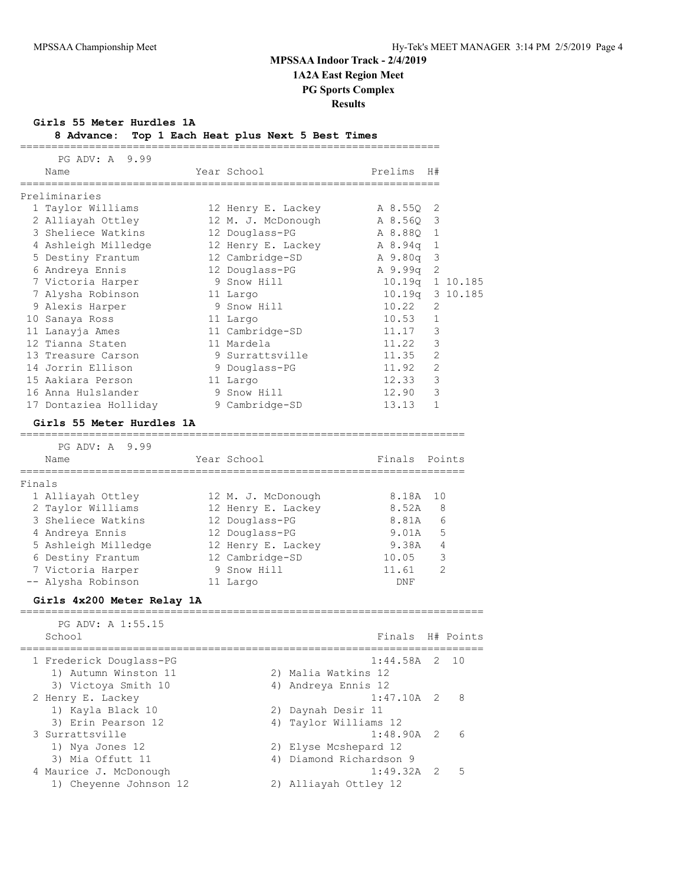# MPSSAA Indoor Track - 2/4/2019
## 1A2A East Region Meet
## PG Sports Complex
## Results

### Girls 55 Meter Hurdles 1A

**8 Advance: Top 1 Each Heat plus Next 5 Best Times**

PG ADV: A 9.99

**Preliminaries**

| | Name | Year | School | Prelims | H# | |
|---|---|---|---|---|---|---|
| 1 | Taylor Williams | 12 | Henry E. Lackey | A 8.55Q | 2 | |
| 2 | Alliayah Ottley | 12 | M. J. McDonough | A 8.56Q | 3 | |
| 3 | Sheliece Watkins | 12 | Douglass-PG | A 8.88Q | 1 | |
| 4 | Ashleigh Milledge | 12 | Henry E. Lackey | A 8.94q | 1 | |
| 5 | Destiny Frantum | 12 | Cambridge-SD | A 9.80q | 3 | |
| 6 | Andreya Ennis | 12 | Douglass-PG | A 9.99q | 2 | |
| 7 | Victoria Harper | 9 | Snow Hill | 10.19q | 1 | 10.185 |
| 7 | Alysha Robinson | 11 | Largo | 10.19q | 3 | 10.185 |
| 9 | Alexis Harper | 9 | Snow Hill | 10.22 | 2 | |
| 10 | Sanaya Ross | 11 | Largo | 10.53 | 1 | |
| 11 | Lanayja Ames | 11 | Cambridge-SD | 11.17 | 3 | |
| 12 | Tianna Staten | 11 | Mardela | 11.22 | 3 | |
| 13 | Treasure Carson | 9 | Surrattsville | 11.35 | 2 | |
| 14 | Jorrin Ellison | 9 | Douglass-PG | 11.92 | 2 | |
| 15 | Aakiara Person | 11 | Largo | 12.33 | 3 | |
| 16 | Anna Hulslander | 9 | Snow Hill | 12.90 | 3 | |
| 17 | Dontaziea Holliday | 9 | Cambridge-SD | 13.13 | 1 | |

### Girls 55 Meter Hurdles 1A

PG ADV: A 9.99

**Finals**

| | Name | Year | School | Finals | Points |
|---|---|---|---|---|---|
| 1 | Alliayah Ottley | 12 | M. J. McDonough | 8.18A | 10 |
| 2 | Taylor Williams | 12 | Henry E. Lackey | 8.52A | 8 |
| 3 | Sheliece Watkins | 12 | Douglass-PG | 8.81A | 6 |
| 4 | Andreya Ennis | 12 | Douglass-PG | 9.01A | 5 |
| 5 | Ashleigh Milledge | 12 | Henry E. Lackey | 9.38A | 4 |
| 6 | Destiny Frantum | 12 | Cambridge-SD | 10.05 | 3 |
| 7 | Victoria Harper | 9 | Snow Hill | 11.61 | 2 |
| -- | Alysha Robinson | 11 | Largo | DNF | |

### Girls 4x200 Meter Relay 1A

PG ADV: A 1:55.15

| | School | Finals | H# | Points |
|---|---|---|---|---|
| 1 | Frederick Douglass-PG | 1:44.58A | 2 | 10 |
| | 1) Autumn Winston 11; 2) Malia Watkins 12; 3) Victoya Smith 10; 4) Andreya Ennis 12 | | | |
| 2 | Henry E. Lackey | 1:47.10A | 2 | 8 |
| | 1) Kayla Black 10; 2) Daynah Desir 11; 3) Erin Pearson 12; 4) Taylor Williams 12 | | | |
| 3 | Surrattsville | 1:48.90A | 2 | 6 |
| | 1) Nya Jones 12; 2) Elyse Mcshepard 12; 3) Mia Offutt 11; 4) Diamond Richardson 9 | | | |
| 4 | Maurice J. McDonough | 1:49.32A | 2 | 5 |
| | 1) Cheyenne Johnson 12; 2) Alliayah Ottley 12 | | | |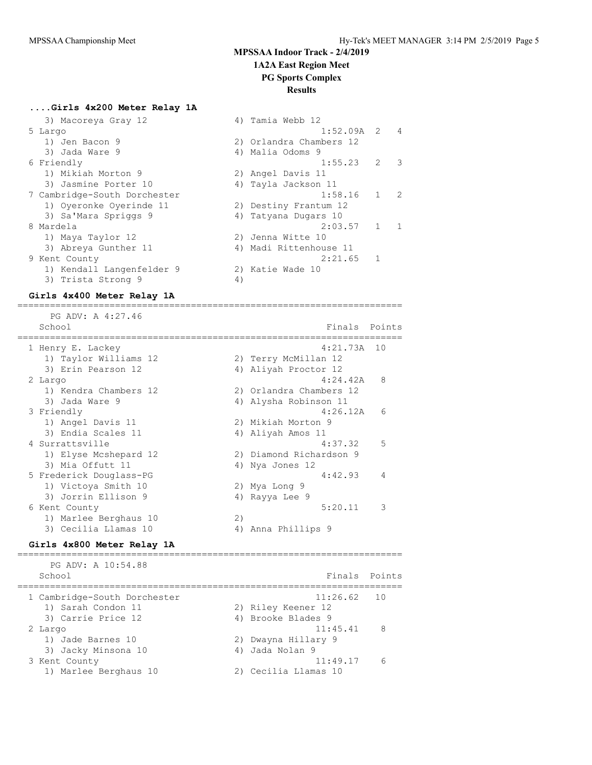# MPSSAA Indoor Track - 2/4/2019
## 1A2A East Region Meet
## PG Sports Complex
## Results

### ....Girls 4x200 Meter Relay 1A

```
   3) Macoreya Gray 12                4) Tamia Webb 12
 5 Largo                                          1:52.09A  2   4
   1) Jen Bacon 9                     2) Orlandra Chambers 12
   3) Jada Ware 9                     4) Malia Odoms 9
 6 Friendly                                       1:55.23   2   3
   1) Mikiah Morton 9                 2) Angel Davis 11
   3) Jasmine Porter 10               4) Tayla Jackson 11
 7 Cambridge-South Dorchester                     1:58.16   1   2
   1) Oyeronke Oyerinde 11            2) Destiny Frantum 12
   3) Sa'Mara Spriggs 9               4) Tatyana Dugars 10
 8 Mardela                                        2:03.57   1   1
   1) Maya Taylor 12                  2) Jenna Witte 10
   3) Abreya Gunther 11               4) Madi Rittenhouse 11
 9 Kent County                                    2:21.65   1
   1) Kendall Langenfelder 9          2) Katie Wade 10
   3) Trista Strong 9                 4)
```

### Girls 4x400 Meter Relay 1A

```
=======================================================================
    PG ADV: A 4:27.46
    School                                            Finals  Points
=======================================================================
 1 Henry E. Lackey                                  4:21.73A  10
   1) Taylor Williams 12              2) Terry McMillan 12
   3) Erin Pearson 12                 4) Aliyah Proctor 12
 2 Largo                                            4:24.42A   8
   1) Kendra Chambers 12              2) Orlandra Chambers 12
   3) Jada Ware 9                     4) Alysha Robinson 11
 3 Friendly                                         4:26.12A   6
   1) Angel Davis 11                  2) Mikiah Morton 9
   3) Endia Scales 11                 4) Aliyah Amos 11
 4 Surrattsville                                    4:37.32    5
   1) Elyse Mcshepard 12              2) Diamond Richardson 9
   3) Mia Offutt 11                   4) Nya Jones 12
 5 Frederick Douglass-PG                            4:42.93    4
   1) Victoya Smith 10                2) Mya Long 9
   3) Jorrin Ellison 9                4) Rayya Lee 9
 6 Kent County                                      5:20.11    3
   1) Marlee Berghaus 10              2)
   3) Cecilia Llamas 10               4) Anna Phillips 9
```

### Girls 4x800 Meter Relay 1A

```
=======================================================================
    PG ADV: A 10:54.88
    School                                            Finals  Points
=======================================================================
 1 Cambridge-South Dorchester                       11:26.62  10
   1) Sarah Condon 11                 2) Riley Keener 12
   3) Carrie Price 12                 4) Brooke Blades 9
 2 Largo                                            11:45.41   8
   1) Jade Barnes 10                  2) Dwayna Hillary 9
   3) Jacky Minsona 10                4) Jada Nolan 9
 3 Kent County                                      11:49.17   6
   1) Marlee Berghaus 10              2) Cecilia Llamas 10
```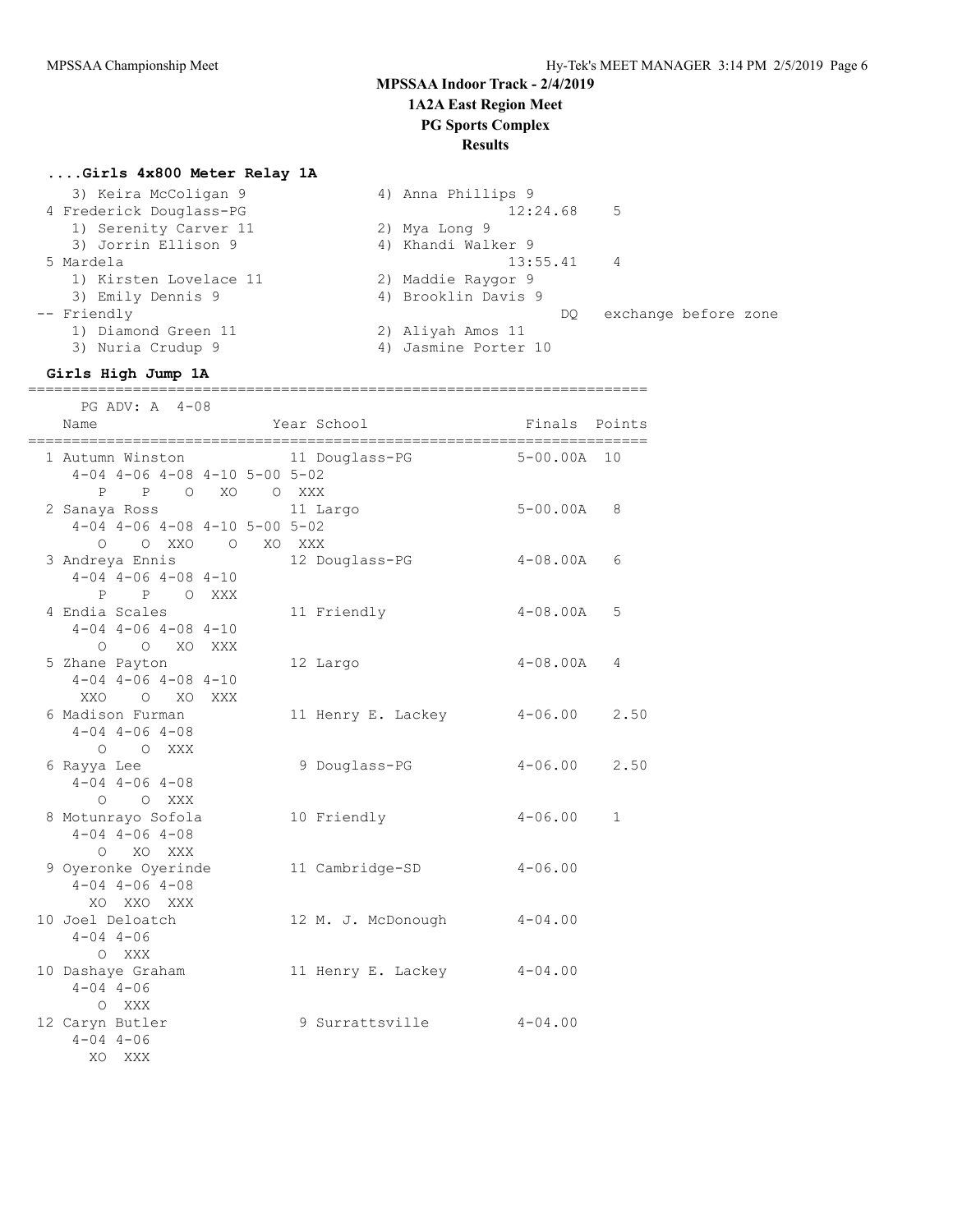MPSSAA Championship Meet

# MPSSAA Indoor Track - 2/4/2019
## 1A2A East Region Meet
## PG Sports Complex
## Results

### ....Girls 4x800 Meter Relay 1A

```
    3) Keira McColigan 9              4) Anna Phillips 9
  4 Frederick Douglass-PG                        12:24.68    5
    1) Serenity Carver 11             2) Mya Long 9
    3) Jorrin Ellison 9               4) Khandi Walker 9
  5 Mardela                                      13:55.41    4
    1) Kirsten Lovelace 11            2) Maddie Raygor 9
    3) Emily Dennis 9                 4) Brooklin Davis 9
 -- Friendly                                           DQ   exchange before zone
    1) Diamond Green 11               2) Aliyah Amos 11
    3) Nuria Crudup 9                 4) Jasmine Porter 10
```

### Girls High Jump 1A

```
=======================================================================
    PG ADV: A  4-08
    Name                    Year School                 Finals  Points
=======================================================================
  1 Autumn Winston          11 Douglass-PG            5-00.00A  10
     4-04 4-06 4-08 4-10 5-00 5-02
        P    P    O   XO    O  XXX
  2 Sanaya Ross             11 Largo                  5-00.00A   8
     4-04 4-06 4-08 4-10 5-00 5-02
        O    O  XXO    O   XO  XXX
  3 Andreya Ennis           12 Douglass-PG            4-08.00A   6
     4-04 4-06 4-08 4-10
        P    P    O  XXX
  4 Endia Scales            11 Friendly               4-08.00A   5
     4-04 4-06 4-08 4-10
        O    O   XO  XXX
  5 Zhane Payton            12 Largo                  4-08.00A   4
     4-04 4-06 4-08 4-10
      XXO    O   XO  XXX
  6 Madison Furman          11 Henry E. Lackey        4-06.00    2.50
     4-04 4-06 4-08
        O    O  XXX
  6 Rayya Lee                9 Douglass-PG            4-06.00    2.50
     4-04 4-06 4-08
        O    O  XXX
  8 Motunrayo Sofola        10 Friendly               4-06.00    1
     4-04 4-06 4-08
        O   XO  XXX
  9 Oyeronke Oyerinde       11 Cambridge-SD           4-06.00
     4-04 4-06 4-08
       XO  XXO  XXX
 10 Joel Deloatch           12 M. J. McDonough        4-04.00
     4-04 4-06
        O  XXX
 10 Dashaye Graham          11 Henry E. Lackey        4-04.00
     4-04 4-06
        O  XXX
 12 Caryn Butler             9 Surrattsville          4-04.00
     4-04 4-06
       XO  XXX
```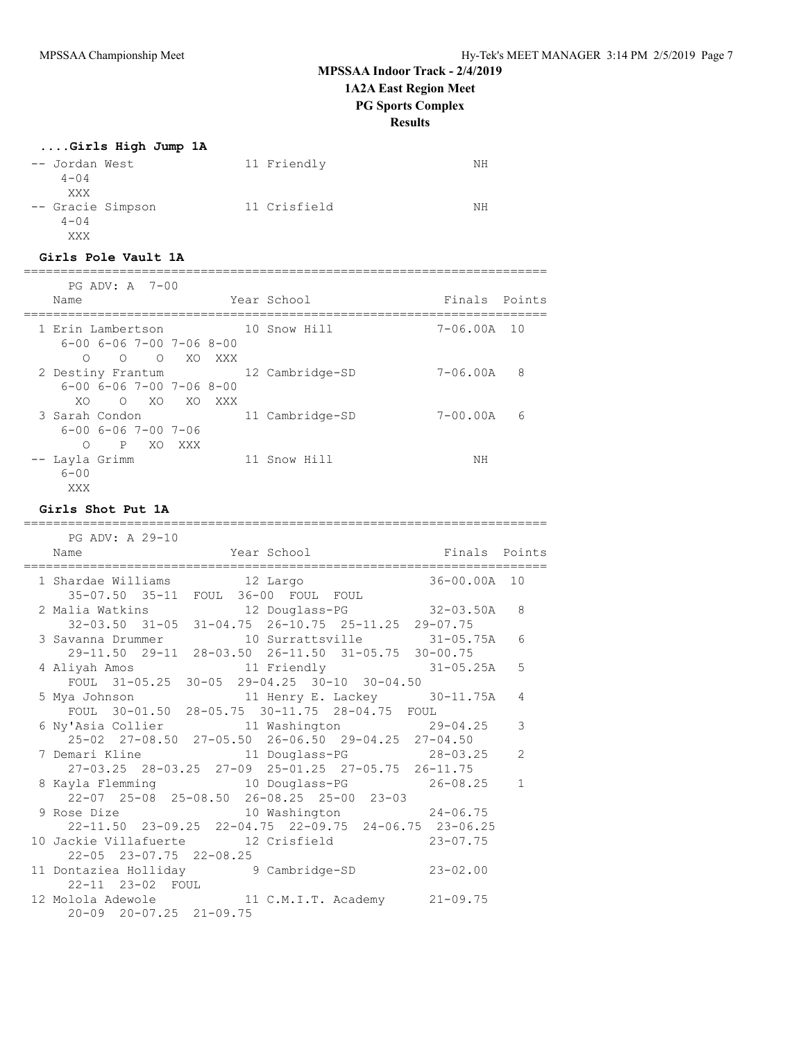## MPSSAA Indoor Track - 2/4/2019
## 1A2A East Region Meet
## PG Sports Complex
## Results

### ....Girls High Jump 1A

```
 -- Jordan West                 11 Friendly                     NH
     4-04
      XXX
 -- Gracie Simpson              11 Crisfield                    NH
     4-04
      XXX
```

### Girls Pole Vault 1A

```
========================================================================
      PG ADV: A  7-00
    Name                    Year School                 Finals  Points
========================================================================
  1 Erin Lambertson         10 Snow Hill                7-06.00A  10
      6-00 6-06 7-00 7-06 8-00
         O    O    O   XO  XXX
  2 Destiny Frantum         12 Cambridge-SD             7-06.00A   8
      6-00 6-06 7-00 7-06 8-00
        XO    O   XO   XO  XXX
  3 Sarah Condon            11 Cambridge-SD             7-00.00A   6
      6-00 6-06 7-00 7-06
         O    P   XO  XXX
 -- Layla Grimm             11 Snow Hill                     NH
     6-00
      XXX
```

### Girls Shot Put 1A

```
========================================================================
      PG ADV: A 29-10
    Name                    Year School                 Finals  Points
========================================================================
  1 Shardae Williams        12 Largo                   36-00.00A  10
      35-07.50  35-11  FOUL  36-00  FOUL  FOUL
  2 Malia Watkins           12 Douglass-PG             32-03.50A   8
      32-03.50  31-05  31-04.75  26-10.75  25-11.25  29-07.75
  3 Savanna Drummer         10 Surrattsville           31-05.75A   6
      29-11.50  29-11  28-03.50  26-11.50  31-05.75  30-00.75
  4 Aliyah Amos             11 Friendly                31-05.25A   5
      FOUL  31-05.25  30-05  29-04.25  30-10  30-04.50
  5 Mya Johnson             11 Henry E. Lackey         30-11.75A   4
      FOUL  30-01.50  28-05.75  30-11.75  28-04.75  FOUL
  6 Ny'Asia Collier         11 Washington              29-04.25    3
      25-02  27-08.50  27-05.50  26-06.50  29-04.25  27-04.50
  7 Demari Kline            11 Douglass-PG             28-03.25    2
      27-03.25  28-03.25  27-09  25-01.25  27-05.75  26-11.75
  8 Kayla Flemming          10 Douglass-PG             26-08.25    1
      22-07  25-08  25-08.50  26-08.25  25-00  23-03
  9 Rose Dize               10 Washington              24-06.75
      22-11.50  23-09.25  22-04.75  22-09.75  24-06.75  23-06.25
 10 Jackie Villafuerte      12 Crisfield               23-07.75
      22-05  23-07.75  22-08.25
 11 Dontaziea Holliday       9 Cambridge-SD            23-02.00
      22-11  23-02  FOUL
 12 Molola Adewole          11 C.M.I.T. Academy        21-09.75
      20-09  20-07.25  21-09.75
```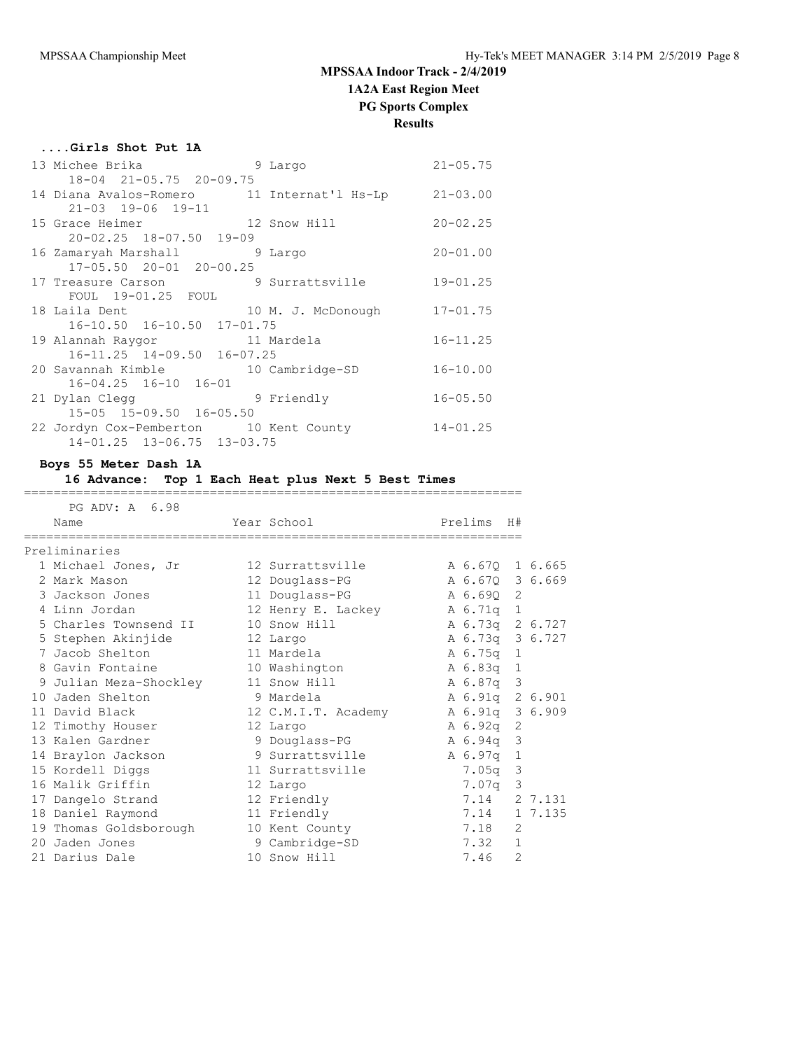# MPSSAA Indoor Track - 2/4/2019

## 1A2A East Region Meet

## PG Sports Complex

## Results

### ....Girls Shot Put 1A

| Place | Name | Year | School | Mark |
|---|---|---|---|---|
| 13 | Michee Brika | 9 | Largo | 21-05.75 |
| | 18-04 21-05.75 20-09.75 | | | |
| 14 | Diana Avalos-Romero | 11 | Internat'l Hs-Lp | 21-03.00 |
| | 21-03 19-06 19-11 | | | |
| 15 | Grace Heimer | 12 | Snow Hill | 20-02.25 |
| | 20-02.25 18-07.50 19-09 | | | |
| 16 | Zamaryah Marshall | 9 | Largo | 20-01.00 |
| | 17-05.50 20-01 20-00.25 | | | |
| 17 | Treasure Carson | 9 | Surrattsville | 19-01.25 |
| | FOUL 19-01.25 FOUL | | | |
| 18 | Laila Dent | 10 | M. J. McDonough | 17-01.75 |
| | 16-10.50 16-10.50 17-01.75 | | | |
| 19 | Alannah Raygor | 11 | Mardela | 16-11.25 |
| | 16-11.25 14-09.50 16-07.25 | | | |
| 20 | Savannah Kimble | 10 | Cambridge-SD | 16-10.00 |
| | 16-04.25 16-10 16-01 | | | |
| 21 | Dylan Clegg | 9 | Friendly | 16-05.50 |
| | 15-05 15-09.50 16-05.50 | | | |
| 22 | Jordyn Cox-Pemberton | 10 | Kent County | 14-01.25 |
| | 14-01.25 13-06.75 13-03.75 | | | |

### Boys 55 Meter Dash 1A

**16 Advance: Top 1 Each Heat plus Next 5 Best Times**

PG ADV: A 6.98

**Preliminaries**

| Place | Name | Year | School | Prelims | H# | |
|---|---|---|---|---|---|---|
| 1 | Michael Jones, Jr | 12 | Surrattsville | A 6.67Q | 1 | 6.665 |
| 2 | Mark Mason | 12 | Douglass-PG | A 6.67Q | 3 | 6.669 |
| 3 | Jackson Jones | 11 | Douglass-PG | A 6.69Q | 2 | |
| 4 | Linn Jordan | 12 | Henry E. Lackey | A 6.71q | 1 | |
| 5 | Charles Townsend II | 10 | Snow Hill | A 6.73q | 2 | 6.727 |
| 5 | Stephen Akinjide | 12 | Largo | A 6.73q | 3 | 6.727 |
| 7 | Jacob Shelton | 11 | Mardela | A 6.75q | 1 | |
| 8 | Gavin Fontaine | 10 | Washington | A 6.83q | 1 | |
| 9 | Julian Meza-Shockley | 11 | Snow Hill | A 6.87q | 3 | |
| 10 | Jaden Shelton | 9 | Mardela | A 6.91q | 2 | 6.901 |
| 11 | David Black | 12 | C.M.I.T. Academy | A 6.91q | 3 | 6.909 |
| 12 | Timothy Houser | 12 | Largo | A 6.92q | 2 | |
| 13 | Kalen Gardner | 9 | Douglass-PG | A 6.94q | 3 | |
| 14 | Braylon Jackson | 9 | Surrattsville | A 6.97q | 1 | |
| 15 | Kordell Diggs | 11 | Surrattsville | 7.05q | 3 | |
| 16 | Malik Griffin | 12 | Largo | 7.07q | 3 | |
| 17 | Dangelo Strand | 12 | Friendly | 7.14 | 2 | 7.131 |
| 18 | Daniel Raymond | 11 | Friendly | 7.14 | 1 | 7.135 |
| 19 | Thomas Goldsborough | 10 | Kent County | 7.18 | 2 | |
| 20 | Jaden Jones | 9 | Cambridge-SD | 7.32 | 1 | |
| 21 | Darius Dale | 10 | Snow Hill | 7.46 | 2 | |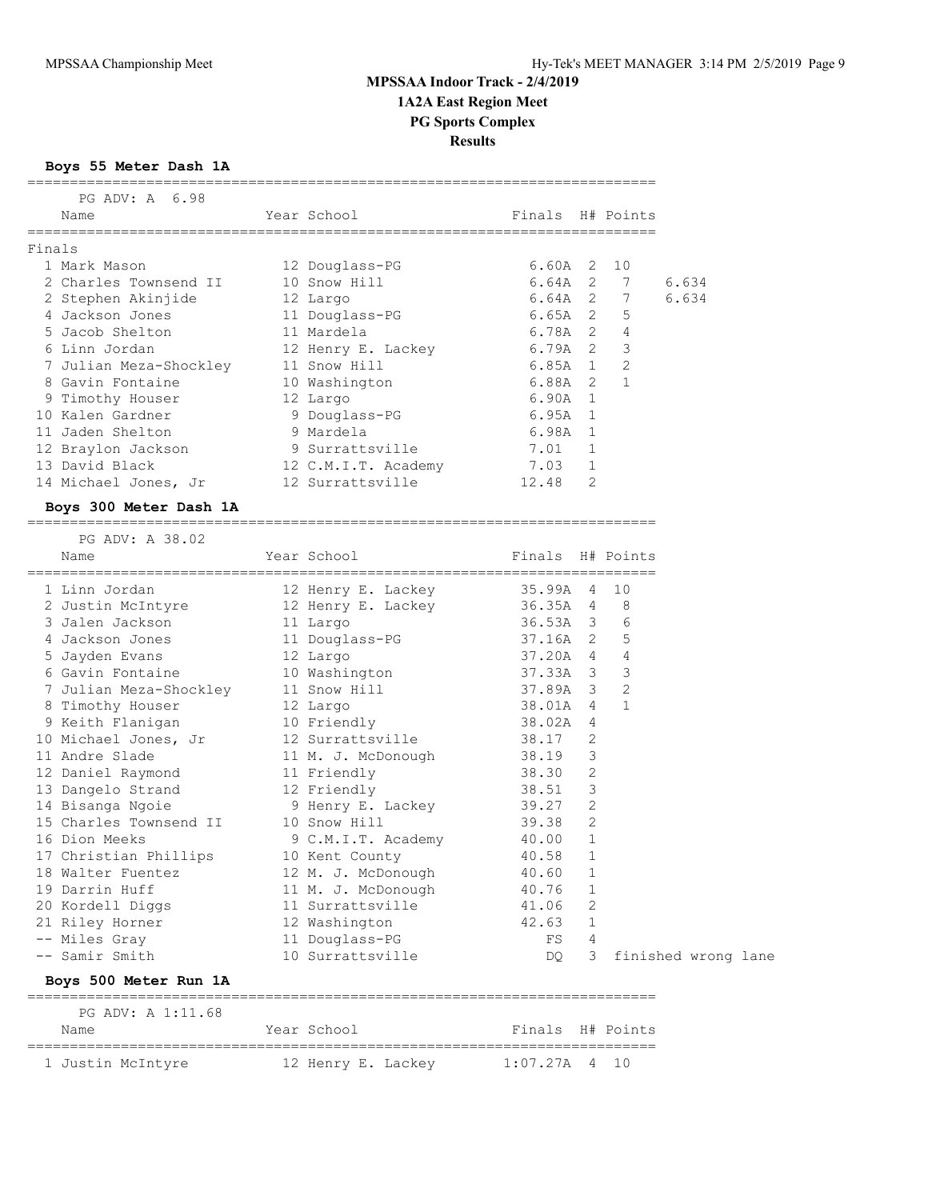MPSSAA Championship Meet

# MPSSAA Indoor Track - 2/4/2019
## 1A2A East Region Meet
## PG Sports Complex
## Results

### Boys 55 Meter Dash 1A

PG ADV: A 6.98

| Place | Name | Year | School | Finals | H# | Points | |
|---|---|---|---|---|---|---|---|
| **Finals** | | | | | | | |
| 1 | Mark Mason | 12 | Douglass-PG | 6.60A | 2 | 10 | |
| 2 | Charles Townsend II | 10 | Snow Hill | 6.64A | 2 | 7 | 6.634 |
| 2 | Stephen Akinjide | 12 | Largo | 6.64A | 2 | 7 | 6.634 |
| 4 | Jackson Jones | 11 | Douglass-PG | 6.65A | 2 | 5 | |
| 5 | Jacob Shelton | 11 | Mardela | 6.78A | 2 | 4 | |
| 6 | Linn Jordan | 12 | Henry E. Lackey | 6.79A | 2 | 3 | |
| 7 | Julian Meza-Shockley | 11 | Snow Hill | 6.85A | 1 | 2 | |
| 8 | Gavin Fontaine | 10 | Washington | 6.88A | 2 | 1 | |
| 9 | Timothy Houser | 12 | Largo | 6.90A | 1 | | |
| 10 | Kalen Gardner | 9 | Douglass-PG | 6.95A | 1 | | |
| 11 | Jaden Shelton | 9 | Mardela | 6.98A | 1 | | |
| 12 | Braylon Jackson | 9 | Surrattsville | 7.01 | 1 | | |
| 13 | David Black | 12 | C.M.I.T. Academy | 7.03 | 1 | | |
| 14 | Michael Jones, Jr | 12 | Surrattsville | 12.48 | 2 | | |

### Boys 300 Meter Dash 1A

PG ADV: A 38.02

| Place | Name | Year | School | Finals | H# | Points |
|---|---|---|---|---|---|---|
| 1 | Linn Jordan | 12 | Henry E. Lackey | 35.99A | 4 | 10 |
| 2 | Justin McIntyre | 12 | Henry E. Lackey | 36.35A | 4 | 8 |
| 3 | Jalen Jackson | 11 | Largo | 36.53A | 3 | 6 |
| 4 | Jackson Jones | 11 | Douglass-PG | 37.16A | 2 | 5 |
| 5 | Jayden Evans | 12 | Largo | 37.20A | 4 | 4 |
| 6 | Gavin Fontaine | 10 | Washington | 37.33A | 3 | 3 |
| 7 | Julian Meza-Shockley | 11 | Snow Hill | 37.89A | 3 | 2 |
| 8 | Timothy Houser | 12 | Largo | 38.01A | 4 | 1 |
| 9 | Keith Flanigan | 10 | Friendly | 38.02A | 4 | |
| 10 | Michael Jones, Jr | 12 | Surrattsville | 38.17 | 2 | |
| 11 | Andre Slade | 11 | M. J. McDonough | 38.19 | 3 | |
| 12 | Daniel Raymond | 11 | Friendly | 38.30 | 2 | |
| 13 | Dangelo Strand | 12 | Friendly | 38.51 | 3 | |
| 14 | Bisanga Ngoie | 9 | Henry E. Lackey | 39.27 | 2 | |
| 15 | Charles Townsend II | 10 | Snow Hill | 39.38 | 2 | |
| 16 | Dion Meeks | 9 | C.M.I.T. Academy | 40.00 | 1 | |
| 17 | Christian Phillips | 10 | Kent County | 40.58 | 1 | |
| 18 | Walter Fuentez | 12 | M. J. McDonough | 40.60 | 1 | |
| 19 | Darrin Huff | 11 | M. J. McDonough | 40.76 | 1 | |
| 20 | Kordell Diggs | 11 | Surrattsville | 41.06 | 2 | |
| 21 | Riley Horner | 12 | Washington | 42.63 | 1 | |
| -- | Miles Gray | 11 | Douglass-PG | FS | 4 | |
| -- | Samir Smith | 10 | Surrattsville | DQ | 3 | finished wrong lane |

### Boys 500 Meter Run 1A

PG ADV: A 1:11.68

| Place | Name | Year | School | Finals | H# | Points |
|---|---|---|---|---|---|---|
| 1 | Justin McIntyre | 12 | Henry E. Lackey | 1:07.27A | 4 | 10 |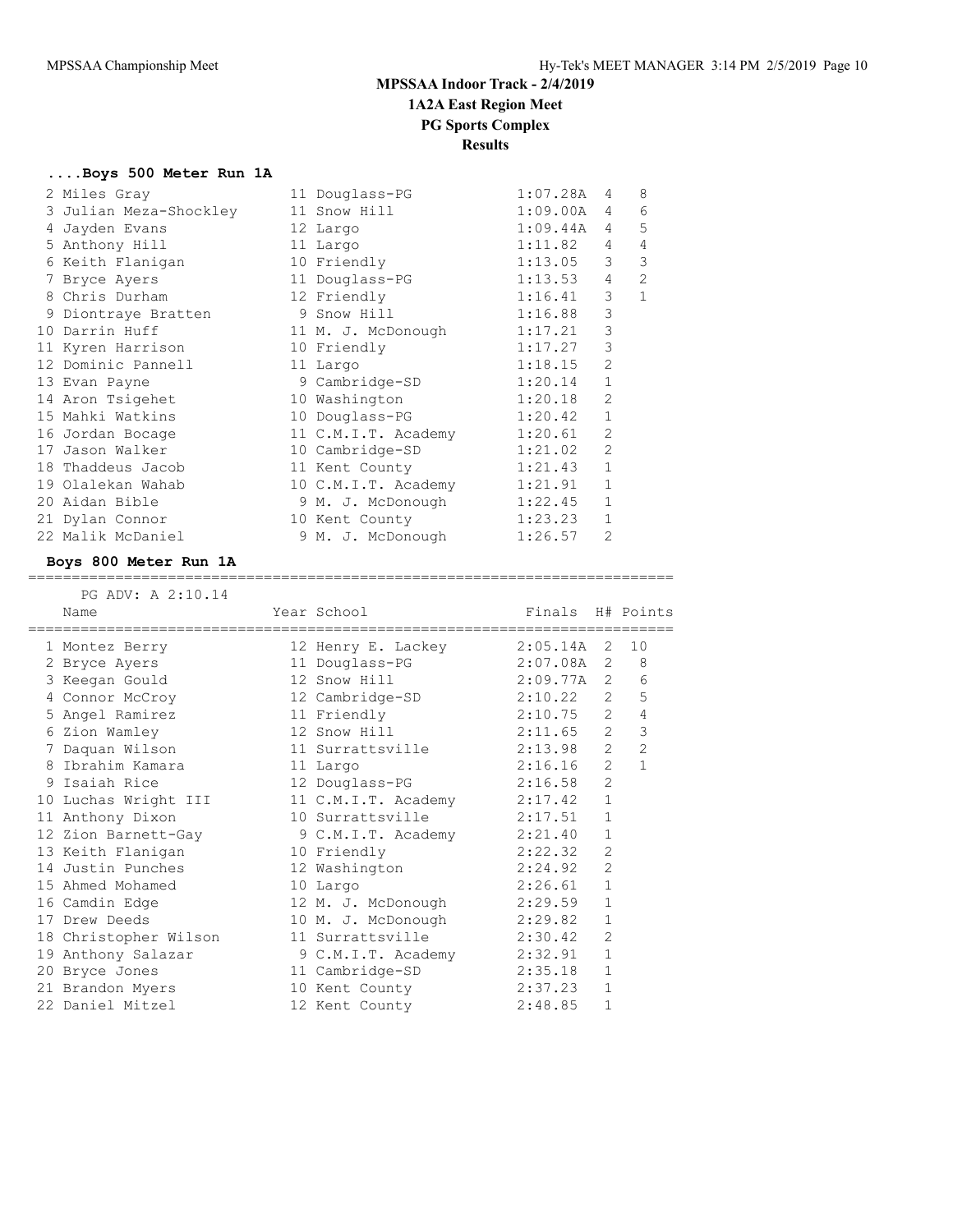# MPSSAA Indoor Track - 2/4/2019

## 1A2A East Region Meet

## PG Sports Complex

## Results

### ....Boys 500 Meter Run 1A

| | Name | Year | School | Finals | H# | Points |
|---|---|---|---|---|---|---|
| 2 | Miles Gray | 11 | Douglass-PG | 1:07.28A | 4 | 8 |
| 3 | Julian Meza-Shockley | 11 | Snow Hill | 1:09.00A | 4 | 6 |
| 4 | Jayden Evans | 12 | Largo | 1:09.44A | 4 | 5 |
| 5 | Anthony Hill | 11 | Largo | 1:11.82 | 4 | 4 |
| 6 | Keith Flanigan | 10 | Friendly | 1:13.05 | 3 | 3 |
| 7 | Bryce Ayers | 11 | Douglass-PG | 1:13.53 | 4 | 2 |
| 8 | Chris Durham | 12 | Friendly | 1:16.41 | 3 | 1 |
| 9 | Diontraye Bratten | 9 | Snow Hill | 1:16.88 | 3 | |
| 10 | Darrin Huff | 11 | M. J. McDonough | 1:17.21 | 3 | |
| 11 | Kyren Harrison | 10 | Friendly | 1:17.27 | 3 | |
| 12 | Dominic Pannell | 11 | Largo | 1:18.15 | 2 | |
| 13 | Evan Payne | 9 | Cambridge-SD | 1:20.14 | 1 | |
| 14 | Aron Tsigehet | 10 | Washington | 1:20.18 | 2 | |
| 15 | Mahki Watkins | 10 | Douglass-PG | 1:20.42 | 1 | |
| 16 | Jordan Bocage | 11 | C.M.I.T. Academy | 1:20.61 | 2 | |
| 17 | Jason Walker | 10 | Cambridge-SD | 1:21.02 | 2 | |
| 18 | Thaddeus Jacob | 11 | Kent County | 1:21.43 | 1 | |
| 19 | Olalekan Wahab | 10 | C.M.I.T. Academy | 1:21.91 | 1 | |
| 20 | Aidan Bible | 9 | M. J. McDonough | 1:22.45 | 1 | |
| 21 | Dylan Connor | 10 | Kent County | 1:23.23 | 1 | |
| 22 | Malik McDaniel | 9 | M. J. McDonough | 1:26.57 | 2 | |

### Boys 800 Meter Run 1A

PG ADV: A 2:10.14

| | Name | Year | School | Finals | H# | Points |
|---|---|---|---|---|---|---|
| 1 | Montez Berry | 12 | Henry E. Lackey | 2:05.14A | 2 | 10 |
| 2 | Bryce Ayers | 11 | Douglass-PG | 2:07.08A | 2 | 8 |
| 3 | Keegan Gould | 12 | Snow Hill | 2:09.77A | 2 | 6 |
| 4 | Connor McCroy | 12 | Cambridge-SD | 2:10.22 | 2 | 5 |
| 5 | Angel Ramirez | 11 | Friendly | 2:10.75 | 2 | 4 |
| 6 | Zion Wamley | 12 | Snow Hill | 2:11.65 | 2 | 3 |
| 7 | Daquan Wilson | 11 | Surrattsville | 2:13.98 | 2 | 2 |
| 8 | Ibrahim Kamara | 11 | Largo | 2:16.16 | 2 | 1 |
| 9 | Isaiah Rice | 12 | Douglass-PG | 2:16.58 | 2 | |
| 10 | Luchas Wright III | 11 | C.M.I.T. Academy | 2:17.42 | 1 | |
| 11 | Anthony Dixon | 10 | Surrattsville | 2:17.51 | 1 | |
| 12 | Zion Barnett-Gay | 9 | C.M.I.T. Academy | 2:21.40 | 1 | |
| 13 | Keith Flanigan | 10 | Friendly | 2:22.32 | 2 | |
| 14 | Justin Punches | 12 | Washington | 2:24.92 | 2 | |
| 15 | Ahmed Mohamed | 10 | Largo | 2:26.61 | 1 | |
| 16 | Camdin Edge | 12 | M. J. McDonough | 2:29.59 | 1 | |
| 17 | Drew Deeds | 10 | M. J. McDonough | 2:29.82 | 1 | |
| 18 | Christopher Wilson | 11 | Surrattsville | 2:30.42 | 2 | |
| 19 | Anthony Salazar | 9 | C.M.I.T. Academy | 2:32.91 | 1 | |
| 20 | Bryce Jones | 11 | Cambridge-SD | 2:35.18 | 1 | |
| 21 | Brandon Myers | 10 | Kent County | 2:37.23 | 1 | |
| 22 | Daniel Mitzel | 12 | Kent County | 2:48.85 | 1 | |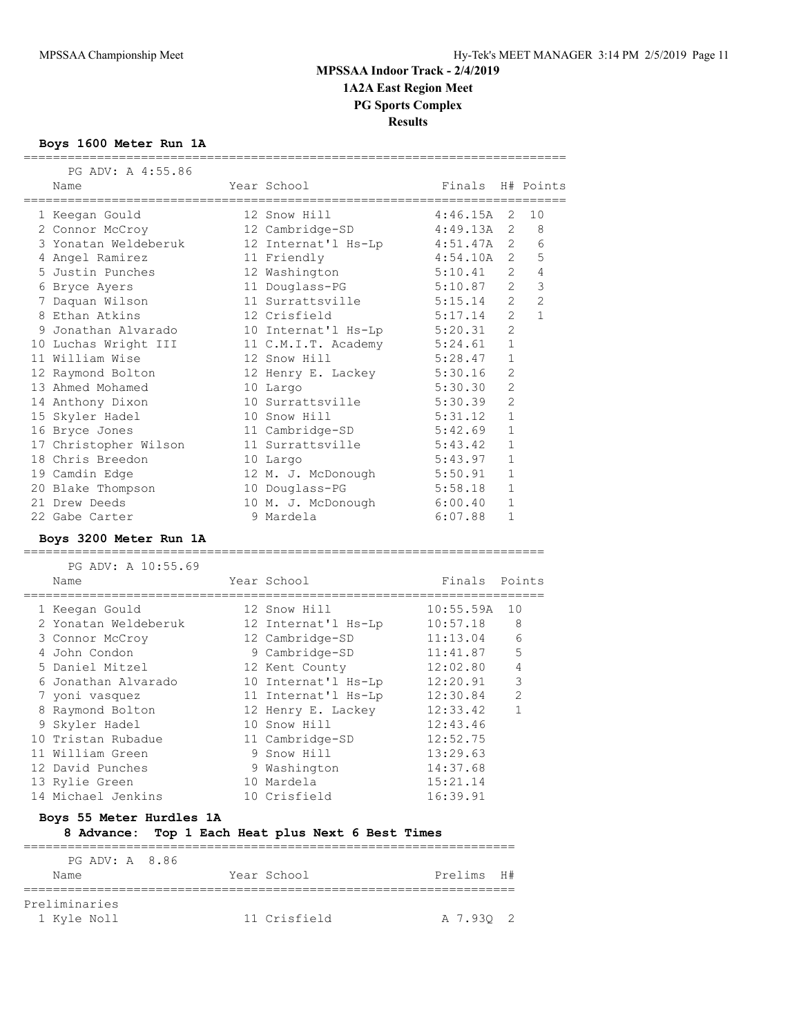## MPSSAA Indoor Track - 2/4/2019
## 1A2A East Region Meet
## PG Sports Complex
## Results

### Boys 1600 Meter Run 1A

PG ADV: A 4:55.86

| Place | Name | Year | School | Finals | H# | Points |
|---|---|---|---|---|---|---|
| 1 | Keegan Gould | 12 | Snow Hill | 4:46.15A | 2 | 10 |
| 2 | Connor McCroy | 12 | Cambridge-SD | 4:49.13A | 2 | 8 |
| 3 | Yonatan Weldeberuk | 12 | Internat'l Hs-Lp | 4:51.47A | 2 | 6 |
| 4 | Angel Ramirez | 11 | Friendly | 4:54.10A | 2 | 5 |
| 5 | Justin Punches | 12 | Washington | 5:10.41 | 2 | 4 |
| 6 | Bryce Ayers | 11 | Douglass-PG | 5:10.87 | 2 | 3 |
| 7 | Daquan Wilson | 11 | Surrattsville | 5:15.14 | 2 | 2 |
| 8 | Ethan Atkins | 12 | Crisfield | 5:17.14 | 2 | 1 |
| 9 | Jonathan Alvarado | 10 | Internat'l Hs-Lp | 5:20.31 | 2 | |
| 10 | Luchas Wright III | 11 | C.M.I.T. Academy | 5:24.61 | 1 | |
| 11 | William Wise | 12 | Snow Hill | 5:28.47 | 1 | |
| 12 | Raymond Bolton | 12 | Henry E. Lackey | 5:30.16 | 2 | |
| 13 | Ahmed Mohamed | 10 | Largo | 5:30.30 | 2 | |
| 14 | Anthony Dixon | 10 | Surrattsville | 5:30.39 | 2 | |
| 15 | Skyler Hadel | 10 | Snow Hill | 5:31.12 | 1 | |
| 16 | Bryce Jones | 11 | Cambridge-SD | 5:42.69 | 1 | |
| 17 | Christopher Wilson | 11 | Surrattsville | 5:43.42 | 1 | |
| 18 | Chris Breedon | 10 | Largo | 5:43.97 | 1 | |
| 19 | Camdin Edge | 12 | M. J. McDonough | 5:50.91 | 1 | |
| 20 | Blake Thompson | 10 | Douglass-PG | 5:58.18 | 1 | |
| 21 | Drew Deeds | 10 | M. J. McDonough | 6:00.40 | 1 | |
| 22 | Gabe Carter | 9 | Mardela | 6:07.88 | 1 | |

### Boys 3200 Meter Run 1A

PG ADV: A 10:55.69

| Place | Name | Year | School | Finals | Points |
|---|---|---|---|---|---|
| 1 | Keegan Gould | 12 | Snow Hill | 10:55.59A | 10 |
| 2 | Yonatan Weldeberuk | 12 | Internat'l Hs-Lp | 10:57.18 | 8 |
| 3 | Connor McCroy | 12 | Cambridge-SD | 11:13.04 | 6 |
| 4 | John Condon | 9 | Cambridge-SD | 11:41.87 | 5 |
| 5 | Daniel Mitzel | 12 | Kent County | 12:02.80 | 4 |
| 6 | Jonathan Alvarado | 10 | Internat'l Hs-Lp | 12:20.91 | 3 |
| 7 | yoni vasquez | 11 | Internat'l Hs-Lp | 12:30.84 | 2 |
| 8 | Raymond Bolton | 12 | Henry E. Lackey | 12:33.42 | 1 |
| 9 | Skyler Hadel | 10 | Snow Hill | 12:43.46 | |
| 10 | Tristan Rubadue | 11 | Cambridge-SD | 12:52.75 | |
| 11 | William Green | 9 | Snow Hill | 13:29.63 | |
| 12 | David Punches | 9 | Washington | 14:37.68 | |
| 13 | Rylie Green | 10 | Mardela | 15:21.14 | |
| 14 | Michael Jenkins | 10 | Crisfield | 16:39.91 | |

### Boys 55 Meter Hurdles 1A

8 Advance: Top 1 Each Heat plus Next 6 Best Times

PG ADV: A 8.86

Preliminaries

| Place | Name | Year | School | Prelims | H# |
|---|---|---|---|---|---|
| 1 | Kyle Noll | 11 | Crisfield | A 7.93Q | 2 |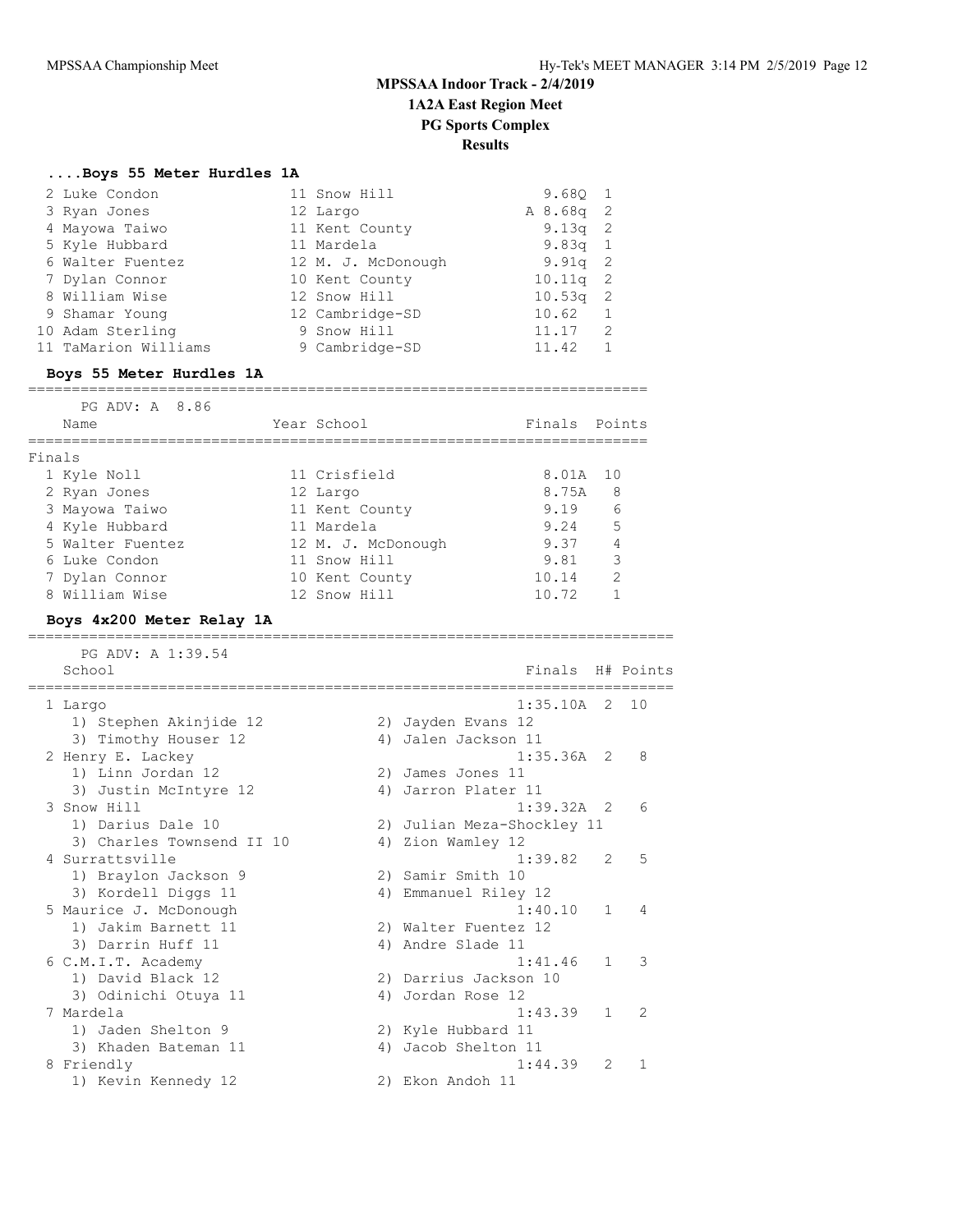# MPSSAA Indoor Track - 2/4/2019
## 1A2A East Region Meet
## PG Sports Complex
## Results

### ....Boys 55 Meter Hurdles 1A

| | | | | | |
|---|---|---|---|---|---|
| 2 | Luke Condon | 11 | Snow Hill | 9.68Q | 1 |
| 3 | Ryan Jones | 12 | Largo | A 8.68q | 2 |
| 4 | Mayowa Taiwo | 11 | Kent County | 9.13q | 2 |
| 5 | Kyle Hubbard | 11 | Mardela | 9.83q | 1 |
| 6 | Walter Fuentez | 12 | M. J. McDonough | 9.91q | 2 |
| 7 | Dylan Connor | 10 | Kent County | 10.11q | 2 |
| 8 | William Wise | 12 | Snow Hill | 10.53q | 2 |
| 9 | Shamar Young | 12 | Cambridge-SD | 10.62 | 1 |
| 10 | Adam Sterling | 9 | Snow Hill | 11.17 | 2 |
| 11 | TaMarion Williams | 9 | Cambridge-SD | 11.42 | 1 |

### Boys 55 Meter Hurdles 1A

PG ADV: A 8.86

Finals

| | Name | Year | School | Finals | Points |
|---|---|---|---|---|---|
| 1 | Kyle Noll | 11 | Crisfield | 8.01A | 10 |
| 2 | Ryan Jones | 12 | Largo | 8.75A | 8 |
| 3 | Mayowa Taiwo | 11 | Kent County | 9.19 | 6 |
| 4 | Kyle Hubbard | 11 | Mardela | 9.24 | 5 |
| 5 | Walter Fuentez | 12 | M. J. McDonough | 9.37 | 4 |
| 6 | Luke Condon | 11 | Snow Hill | 9.81 | 3 |
| 7 | Dylan Connor | 10 | Kent County | 10.14 | 2 |
| 8 | William Wise | 12 | Snow Hill | 10.72 | 1 |

### Boys 4x200 Meter Relay 1A

PG ADV: A 1:39.54

| | School | Finals | H# | Points |
|---|---|---|---|---|
| 1 | Largo | 1:35.10A | 2 | 10 |
| | 1) Stephen Akinjide 12; 2) Jayden Evans 12; 3) Timothy Houser 12; 4) Jalen Jackson 11 | | | |
| 2 | Henry E. Lackey | 1:35.36A | 2 | 8 |
| | 1) Linn Jordan 12; 2) James Jones 11; 3) Justin McIntyre 12; 4) Jarron Plater 11 | | | |
| 3 | Snow Hill | 1:39.32A | 2 | 6 |
| | 1) Darius Dale 10; 2) Julian Meza-Shockley 11; 3) Charles Townsend II 10; 4) Zion Wamley 12 | | | |
| 4 | Surrattsville | 1:39.82 | 2 | 5 |
| | 1) Braylon Jackson 9; 2) Samir Smith 10; 3) Kordell Diggs 11; 4) Emmanuel Riley 12 | | | |
| 5 | Maurice J. McDonough | 1:40.10 | 1 | 4 |
| | 1) Jakim Barnett 11; 2) Walter Fuentez 12; 3) Darrin Huff 11; 4) Andre Slade 11 | | | |
| 6 | C.M.I.T. Academy | 1:41.46 | 1 | 3 |
| | 1) David Black 12; 2) Darrius Jackson 10; 3) Odinichi Otuya 11; 4) Jordan Rose 12 | | | |
| 7 | Mardela | 1:43.39 | 1 | 2 |
| | 1) Jaden Shelton 9; 2) Kyle Hubbard 11; 3) Khaden Bateman 11; 4) Jacob Shelton 11 | | | |
| 8 | Friendly | 1:44.39 | 2 | 1 |
| | 1) Kevin Kennedy 12; 2) Ekon Andoh 11 | | | |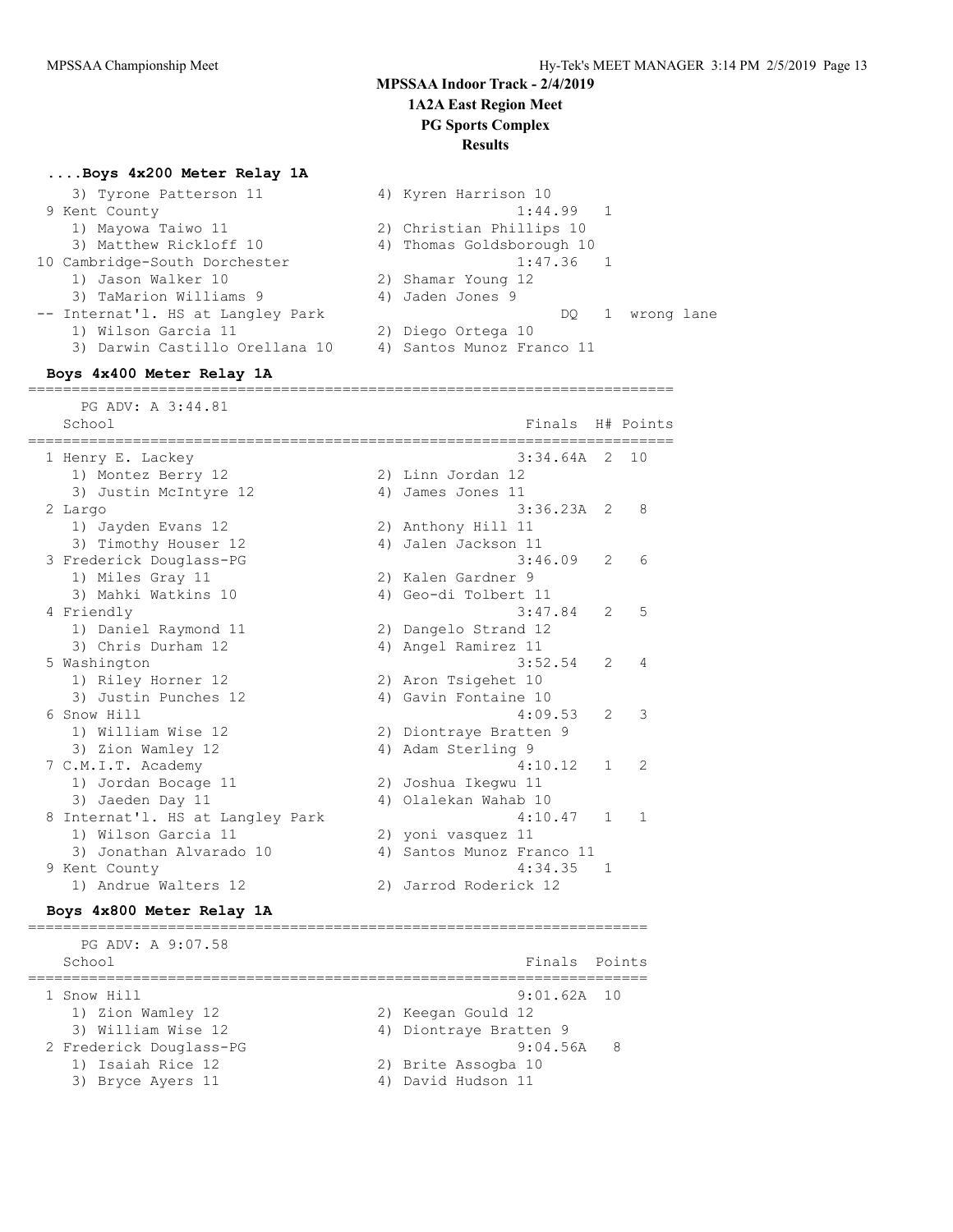## MPSSAA Indoor Track - 2/4/2019
### 1A2A East Region Meet
### PG Sports Complex
### Results

#### ....Boys 4x200 Meter Relay 1A

```
    3) Tyrone Patterson 11             4) Kyren Harrison 10
  9 Kent County                                  1:44.99   1
    1) Mayowa Taiwo 11                 2) Christian Phillips 10
    3) Matthew Rickloff 10             4) Thomas Goldsborough 10
 10 Cambridge-South Dorchester                   1:47.36   1
    1) Jason Walker 10                 2) Shamar Young 12
    3) TaMarion Williams 9             4) Jaden Jones 9
 -- Internat'l. HS at Langley Park                    DQ   1  wrong lane
    1) Wilson Garcia 11                2) Diego Ortega 10
    3) Darwin Castillo Orellana 10     4) Santos Munoz Franco 11
```

#### Boys 4x400 Meter Relay 1A

```
=======================================================================
    PG ADV: A 3:44.81
    School                                       Finals  H# Points
=======================================================================
  1 Henry E. Lackey                              3:34.64A  2  10
    1) Montez Berry 12                 2) Linn Jordan 12
    3) Justin McIntyre 12              4) James Jones 11
  2 Largo                                        3:36.23A  2   8
    1) Jayden Evans 12                 2) Anthony Hill 11
    3) Timothy Houser 12               4) Jalen Jackson 11
  3 Frederick Douglass-PG                        3:46.09   2   6
    1) Miles Gray 11                   2) Kalen Gardner 9
    3) Mahki Watkins 10                4) Geo-di Tolbert 11
  4 Friendly                                     3:47.84   2   5
    1) Daniel Raymond 11               2) Dangelo Strand 12
    3) Chris Durham 12                 4) Angel Ramirez 11
  5 Washington                                   3:52.54   2   4
    1) Riley Horner 12                 2) Aron Tsigehet 10
    3) Justin Punches 12               4) Gavin Fontaine 10
  6 Snow Hill                                    4:09.53   2   3
    1) William Wise 12                 2) Diontraye Bratten 9
    3) Zion Wamley 12                  4) Adam Sterling 9
  7 C.M.I.T. Academy                             4:10.12   1   2
    1) Jordan Bocage 11                2) Joshua Ikegwu 11
    3) Jaeden Day 11                   4) Olalekan Wahab 10
  8 Internat'l. HS at Langley Park               4:10.47   1   1
    1) Wilson Garcia 11                2) yoni vasquez 11
    3) Jonathan Alvarado 10            4) Santos Munoz Franco 11
  9 Kent County                                  4:34.35   1
    1) Andrue Walters 12               2) Jarrod Roderick 12
```

#### Boys 4x800 Meter Relay 1A

```
====================================================================
    PG ADV: A 9:07.58
    School                                       Finals  Points
====================================================================
  1 Snow Hill                                    9:01.62A  10
    1) Zion Wamley 12                  2) Keegan Gould 12
    3) William Wise 12                 4) Diontraye Bratten 9
  2 Frederick Douglass-PG                        9:04.56A   8
    1) Isaiah Rice 12                  2) Brite Assogba 10
    3) Bryce Ayers 11                  4) David Hudson 11
```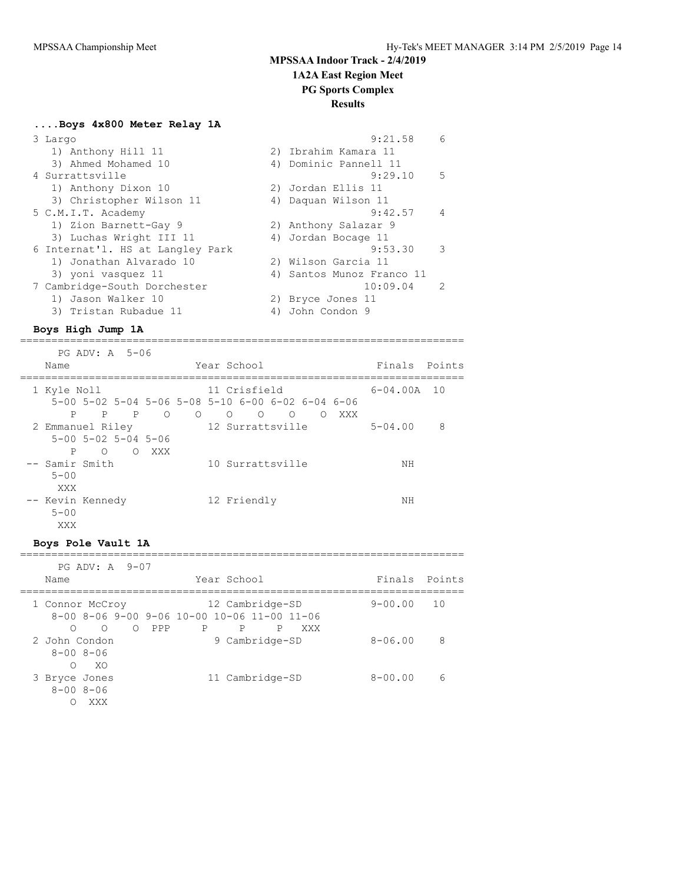# MPSSAA Indoor Track - 2/4/2019
## 1A2A East Region Meet
## PG Sports Complex
## Results

### ....Boys 4x800 Meter Relay 1A

| | | | |
|---|---|---|---|
| 3 Largo | | 9:21.58 | 6 |
| 1) Anthony Hill 11 | 2) Ibrahim Kamara 11 | | |
| 3) Ahmed Mohamed 10 | 4) Dominic Pannell 11 | | |
| 4 Surrattsville | | 9:29.10 | 5 |
| 1) Anthony Dixon 10 | 2) Jordan Ellis 11 | | |
| 3) Christopher Wilson 11 | 4) Daquan Wilson 11 | | |
| 5 C.M.I.T. Academy | | 9:42.57 | 4 |
| 1) Zion Barnett-Gay 9 | 2) Anthony Salazar 9 | | |
| 3) Luchas Wright III 11 | 4) Jordan Bocage 11 | | |
| 6 Internat'l. HS at Langley Park | | 9:53.30 | 3 |
| 1) Jonathan Alvarado 10 | 2) Wilson Garcia 11 | | |
| 3) yoni vasquez 11 | 4) Santos Munoz Franco 11 | | |
| 7 Cambridge-South Dorchester | | 10:09.04 | 2 |
| 1) Jason Walker 10 | 2) Bryce Jones 11 | | |
| 3) Tristan Rubadue 11 | 4) John Condon 9 | | |

### Boys High Jump 1A

PG ADV: A 5-06

| Name | Year | School | Finals | Points |
|---|---|---|---|---|
| 1 Kyle Noll | 11 | Crisfield | 6-04.00A | 10 |
| 5-00 5-02 5-04 5-06 5-08 5-10 6-00 6-02 6-04 6-06 | | | | |
| P P P O O O O O O XXX | | | | |
| 2 Emmanuel Riley | 12 | Surrattsville | 5-04.00 | 8 |
| 5-00 5-02 5-04 5-06 | | | | |
| P O O XXX | | | | |
| -- Samir Smith | 10 | Surrattsville | NH | |
| 5-00 | | | | |
| XXX | | | | |
| -- Kevin Kennedy | 12 | Friendly | NH | |
| 5-00 | | | | |
| XXX | | | | |

### Boys Pole Vault 1A

PG ADV: A 9-07

| Name | Year | School | Finals | Points |
|---|---|---|---|---|
| 1 Connor McCroy | 12 | Cambridge-SD | 9-00.00 | 10 |
| 8-00 8-06 9-00 9-06 10-00 10-06 11-00 11-06 | | | | |
| O O O PPP P P P XXX | | | | |
| 2 John Condon | 9 | Cambridge-SD | 8-06.00 | 8 |
| 8-00 8-06 | | | | |
| O XO | | | | |
| 3 Bryce Jones | 11 | Cambridge-SD | 8-00.00 | 6 |
| 8-00 8-06 | | | | |
| O XXX | | | | |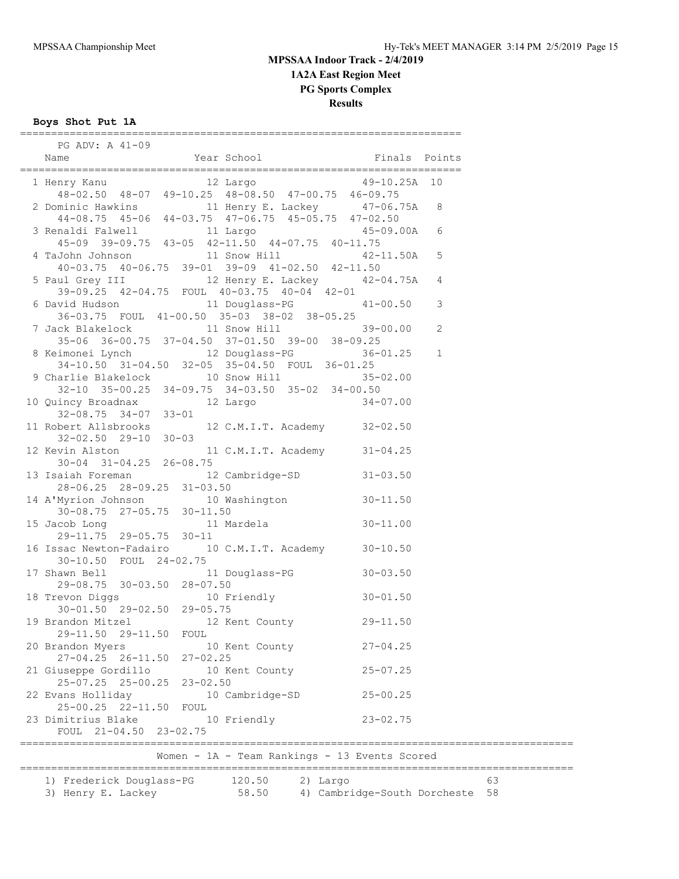# MPSSAA Indoor Track - 2/4/2019

## 1A2A East Region Meet

## PG Sports Complex

## Results

### Boys Shot Put 1A

PG ADV: A 41-09

| Name | Year | School | Finals | Points |
|---|---|---|---|---|
| 1 Henry Kanu | 12 | Largo | 49-10.25A | 10 |
| 48-02.50 48-07 49-10.25 48-08.50 47-00.75 46-09.75 | | | | |
| 2 Dominic Hawkins | 11 | Henry E. Lackey | 47-06.75A | 8 |
| 44-08.75 45-06 44-03.75 47-06.75 45-05.75 47-02.50 | | | | |
| 3 Renaldi Falwell | 11 | Largo | 45-09.00A | 6 |
| 45-09 39-09.75 43-05 42-11.50 44-07.75 40-11.75 | | | | |
| 4 TaJohn Johnson | 11 | Snow Hill | 42-11.50A | 5 |
| 40-03.75 40-06.75 39-01 39-09 41-02.50 42-11.50 | | | | |
| 5 Paul Grey III | 12 | Henry E. Lackey | 42-04.75A | 4 |
| 39-09.25 42-04.75 FOUL 40-03.75 40-04 42-01 | | | | |
| 6 David Hudson | 11 | Douglass-PG | 41-00.50 | 3 |
| 36-03.75 FOUL 41-00.50 35-03 38-02 38-05.25 | | | | |
| 7 Jack Blakelock | 11 | Snow Hill | 39-00.00 | 2 |
| 35-06 36-00.75 37-04.50 37-01.50 39-00 38-09.25 | | | | |
| 8 Keimonei Lynch | 12 | Douglass-PG | 36-01.25 | 1 |
| 34-10.50 31-04.50 32-05 35-04.50 FOUL 36-01.25 | | | | |
| 9 Charlie Blakelock | 10 | Snow Hill | 35-02.00 | |
| 32-10 35-00.25 34-09.75 34-03.50 35-02 34-00.50 | | | | |
| 10 Quincy Broadnax | 12 | Largo | 34-07.00 | |
| 32-08.75 34-07 33-01 | | | | |
| 11 Robert Allsbrooks | 12 | C.M.I.T. Academy | 32-02.50 | |
| 32-02.50 29-10 30-03 | | | | |
| 12 Kevin Alston | 11 | C.M.I.T. Academy | 31-04.25 | |
| 30-04 31-04.25 26-08.75 | | | | |
| 13 Isaiah Foreman | 12 | Cambridge-SD | 31-03.50 | |
| 28-06.25 28-09.25 31-03.50 | | | | |
| 14 A'Myrion Johnson | 10 | Washington | 30-11.50 | |
| 30-08.75 27-05.75 30-11.50 | | | | |
| 15 Jacob Long | 11 | Mardela | 30-11.00 | |
| 29-11.75 29-05.75 30-11 | | | | |
| 16 Issac Newton-Fadairo | 10 | C.M.I.T. Academy | 30-10.50 | |
| 30-10.50 FOUL 24-02.75 | | | | |
| 17 Shawn Bell | 11 | Douglass-PG | 30-03.50 | |
| 29-08.75 30-03.50 28-07.50 | | | | |
| 18 Trevon Diggs | 10 | Friendly | 30-01.50 | |
| 30-01.50 29-02.50 29-05.75 | | | | |
| 19 Brandon Mitzel | 12 | Kent County | 29-11.50 | |
| 29-11.50 29-11.50 FOUL | | | | |
| 20 Brandon Myers | 10 | Kent County | 27-04.25 | |
| 27-04.25 26-11.50 27-02.25 | | | | |
| 21 Giuseppe Gordillo | 10 | Kent County | 25-07.25 | |
| 25-07.25 25-00.25 23-02.50 | | | | |
| 22 Evans Holliday | 10 | Cambridge-SD | 25-00.25 | |
| 25-00.25 22-11.50 FOUL | | | | |
| 23 Dimitrius Blake | 10 | Friendly | 23-02.75 | |
| FOUL 21-04.50 23-02.75 | | | | |

### Women - 1A - Team Rankings - 13 Events Scored

| | | | |
|---|---|---|---|
| 1) Frederick Douglass-PG | 120.50 | 2) Largo | 63 |
| 3) Henry E. Lackey | 58.50 | 4) Cambridge-South Dorcheste | 58 |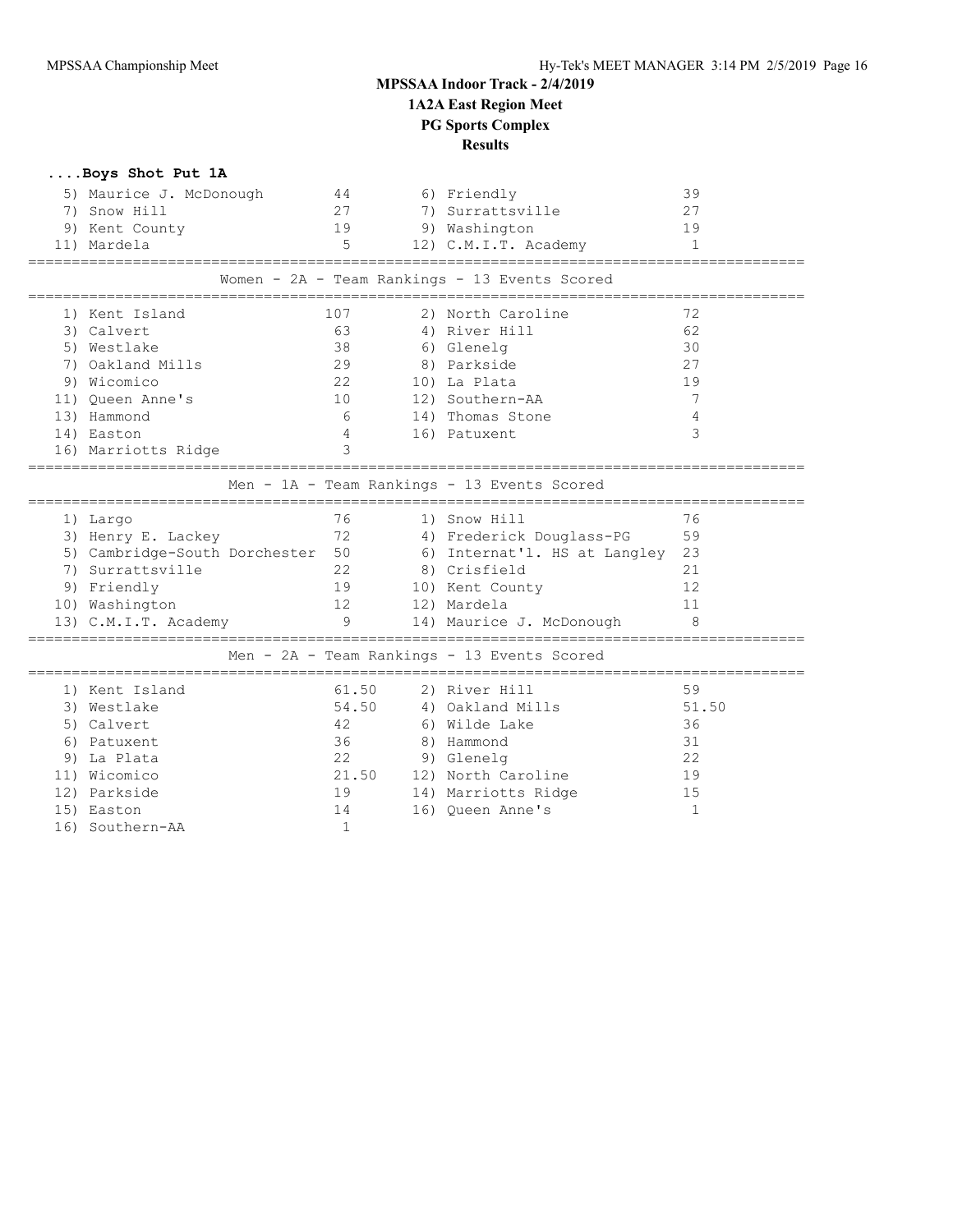## MPSSAA Indoor Track - 2/4/2019
## 1A2A East Region Meet
## PG Sports Complex
## Results

### ....Boys Shot Put 1A

| | | | |
|---|---|---|---|
| 5) Maurice J. McDonough | 44 | 6) Friendly | 39 |
| 7) Snow Hill | 27 | 7) Surrattsville | 27 |
| 9) Kent County | 19 | 9) Washington | 19 |
| 11) Mardela | 5 | 12) C.M.I.T. Academy | 1 |

### Women - 2A - Team Rankings - 13 Events Scored

| | | | |
|---|---|---|---|
| 1) Kent Island | 107 | 2) North Caroline | 72 |
| 3) Calvert | 63 | 4) River Hill | 62 |
| 5) Westlake | 38 | 6) Glenelg | 30 |
| 7) Oakland Mills | 29 | 8) Parkside | 27 |
| 9) Wicomico | 22 | 10) La Plata | 19 |
| 11) Queen Anne's | 10 | 12) Southern-AA | 7 |
| 13) Hammond | 6 | 14) Thomas Stone | 4 |
| 14) Easton | 4 | 16) Patuxent | 3 |
| 16) Marriotts Ridge | 3 | | |

### Men - 1A - Team Rankings - 13 Events Scored

| | | | |
|---|---|---|---|
| 1) Largo | 76 | 1) Snow Hill | 76 |
| 3) Henry E. Lackey | 72 | 4) Frederick Douglass-PG | 59 |
| 5) Cambridge-South Dorchester | 50 | 6) Internat'l. HS at Langley | 23 |
| 7) Surrattsville | 22 | 8) Crisfield | 21 |
| 9) Friendly | 19 | 10) Kent County | 12 |
| 10) Washington | 12 | 12) Mardela | 11 |
| 13) C.M.I.T. Academy | 9 | 14) Maurice J. McDonough | 8 |

### Men - 2A - Team Rankings - 13 Events Scored

| | | | |
|---|---|---|---|
| 1) Kent Island | 61.50 | 2) River Hill | 59 |
| 3) Westlake | 54.50 | 4) Oakland Mills | 51.50 |
| 5) Calvert | 42 | 6) Wilde Lake | 36 |
| 6) Patuxent | 36 | 8) Hammond | 31 |
| 9) La Plata | 22 | 9) Glenelg | 22 |
| 11) Wicomico | 21.50 | 12) North Caroline | 19 |
| 12) Parkside | 19 | 14) Marriotts Ridge | 15 |
| 15) Easton | 14 | 16) Queen Anne's | 1 |
| 16) Southern-AA | 1 | | |